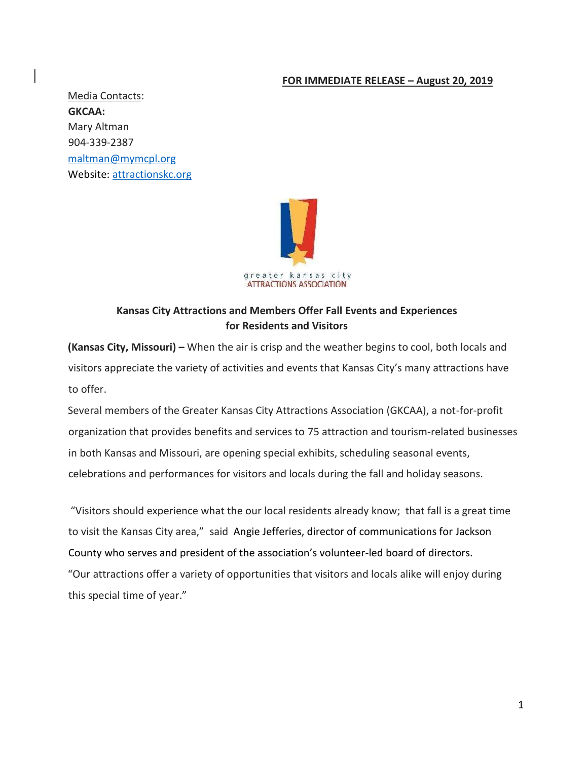**FOR IMMEDIATE RELEASE – August 20, 2019**

Media Contacts:
**GKCAA:**
Mary Altman
904-339-2387
maltman@mymcpl.org
Website: attractionskc.org

greater kansas city
ATTRACTIONS ASSOCIATION

**Kansas City Attractions and Members Offer Fall Events and Experiences for Residents and Visitors**

**(Kansas City, Missouri) –** When the air is crisp and the weather begins to cool, both locals and visitors appreciate the variety of activities and events that Kansas City's many attractions have to offer.

Several members of the Greater Kansas City Attractions Association (GKCAA), a not-for-profit organization that provides benefits and services to 75 attraction and tourism-related businesses in both Kansas and Missouri, are opening special exhibits, scheduling seasonal events, celebrations and performances for visitors and locals during the fall and holiday seasons.

"Visitors should experience what the our local residents already know; that fall is a great time to visit the Kansas City area," said Angie Jefferies, director of communications for Jackson County who serves and president of the association's volunteer-led board of directors. "Our attractions offer a variety of opportunities that visitors and locals alike will enjoy during this special time of year."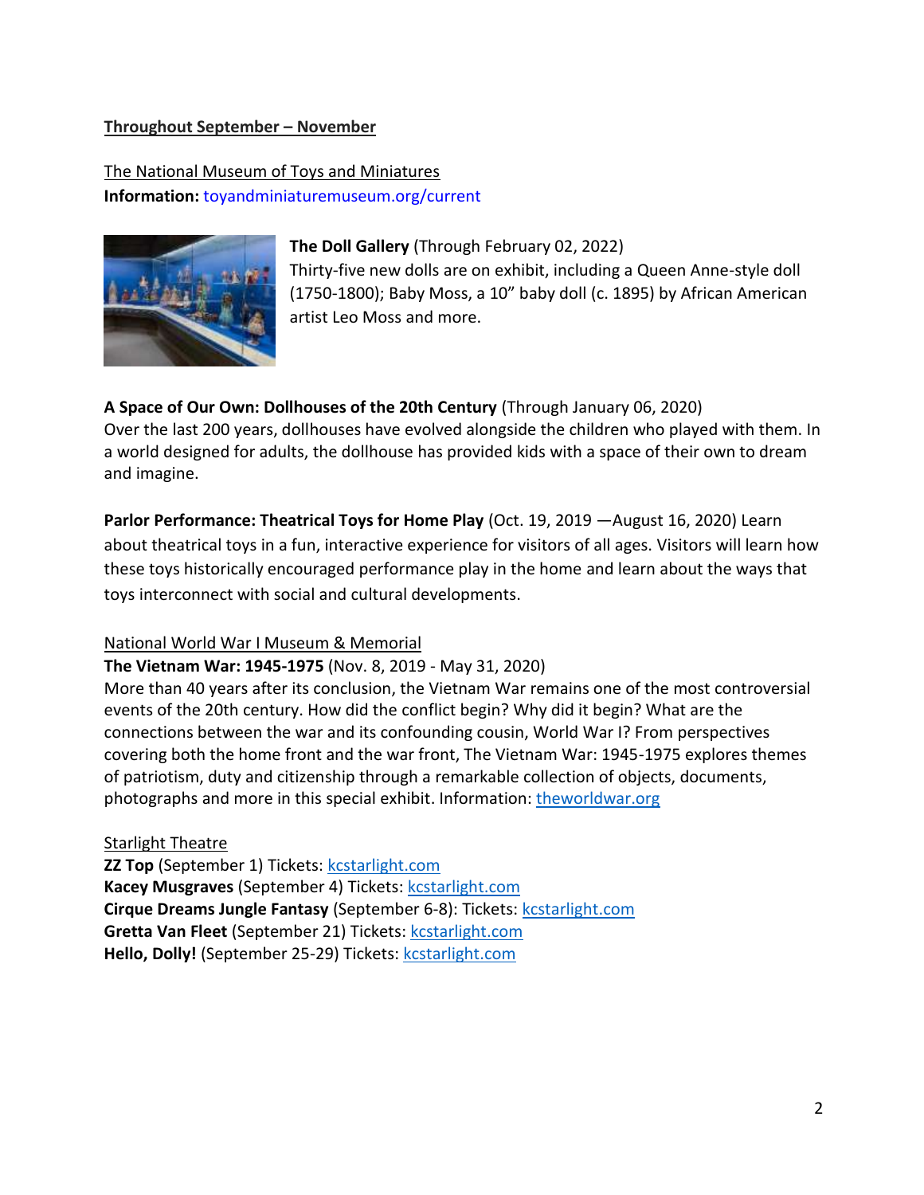**Throughout September – November**

The National Museum of Toys and Miniatures
**Information:** toyandminiaturemuseum.org/current

**The Doll Gallery** (Through February 02, 2022)
Thirty-five new dolls are on exhibit, including a Queen Anne-style doll (1750-1800); Baby Moss, a 10" baby doll (c. 1895) by African American artist Leo Moss and more.

**A Space of Our Own: Dollhouses of the 20th Century** (Through January 06, 2020)
Over the last 200 years, dollhouses have evolved alongside the children who played with them. In a world designed for adults, the dollhouse has provided kids with a space of their own to dream and imagine.

**Parlor Performance: Theatrical Toys for Home Play** (Oct. 19, 2019 —August 16, 2020) Learn about theatrical toys in a fun, interactive experience for visitors of all ages. Visitors will learn how these toys historically encouraged performance play in the home and learn about the ways that toys interconnect with social and cultural developments.

National World War I Museum & Memorial
**The Vietnam War: 1945-1975** (Nov. 8, 2019 - May 31, 2020)
More than 40 years after its conclusion, the Vietnam War remains one of the most controversial events of the 20th century. How did the conflict begin? Why did it begin? What are the connections between the war and its confounding cousin, World War I? From perspectives covering both the home front and the war front, The Vietnam War: 1945-1975 explores themes of patriotism, duty and citizenship through a remarkable collection of objects, documents, photographs and more in this special exhibit. Information: theworldwar.org

Starlight Theatre
**ZZ Top** (September 1) Tickets: kcstarlight.com
**Kacey Musgraves** (September 4) Tickets: kcstarlight.com
**Cirque Dreams Jungle Fantasy** (September 6-8): Tickets: kcstarlight.com
**Gretta Van Fleet** (September 21) Tickets: kcstarlight.com
**Hello, Dolly!** (September 25-29) Tickets: kcstarlight.com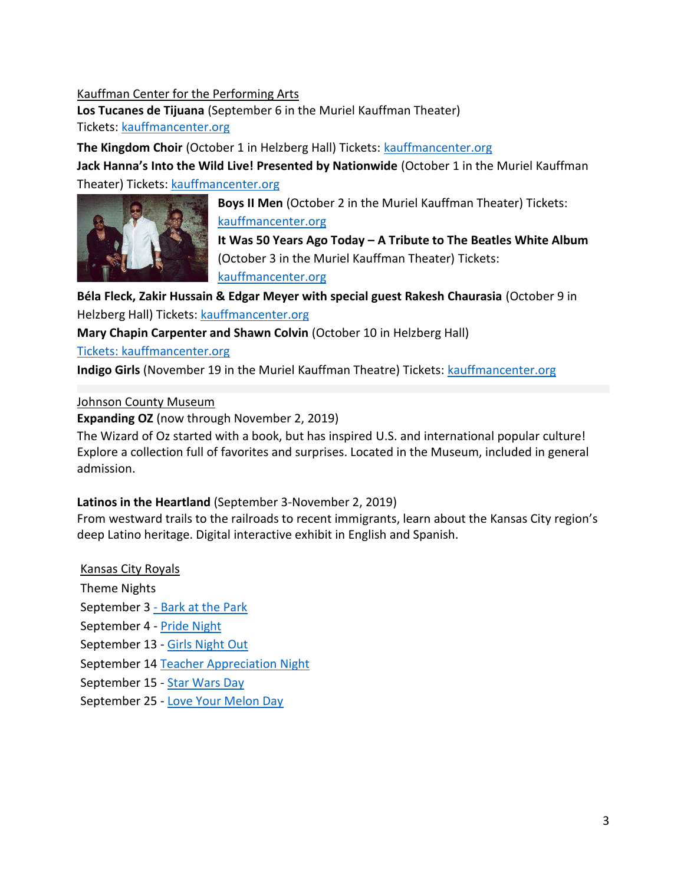Kauffman Center for the Performing Arts

**Los Tucanes de Tijuana** (September 6 in the Muriel Kauffman Theater) Tickets: kauffmancenter.org

**The Kingdom Choir** (October 1 in Helzberg Hall) Tickets: kauffmancenter.org

**Jack Hanna's Into the Wild Live! Presented by Nationwide** (October 1 in the Muriel Kauffman Theater) Tickets: kauffmancenter.org

**Boys II Men** (October 2 in the Muriel Kauffman Theater) Tickets: kauffmancenter.org

**It Was 50 Years Ago Today – A Tribute to The Beatles White Album** (October 3 in the Muriel Kauffman Theater) Tickets: kauffmancenter.org

**Béla Fleck, Zakir Hussain & Edgar Meyer with special guest Rakesh Chaurasia** (October 9 in Helzberg Hall) Tickets: kauffmancenter.org

**Mary Chapin Carpenter and Shawn Colvin** (October 10 in Helzberg Hall) Tickets: kauffmancenter.org

**Indigo Girls** (November 19 in the Muriel Kauffman Theatre) Tickets: kauffmancenter.org

Johnson County Museum

**Expanding OZ** (now through November 2, 2019)
The Wizard of Oz started with a book, but has inspired U.S. and international popular culture! Explore a collection full of favorites and surprises. Located in the Museum, included in general admission.

**Latinos in the Heartland** (September 3-November 2, 2019)
From westward trails to the railroads to recent immigrants, learn about the Kansas City region's deep Latino heritage. Digital interactive exhibit in English and Spanish.

Kansas City Royals

Theme Nights

September 3 - Bark at the Park
September 4 - Pride Night
September 13 - Girls Night Out
September 14 Teacher Appreciation Night
September 15 - Star Wars Day
September 25 - Love Your Melon Day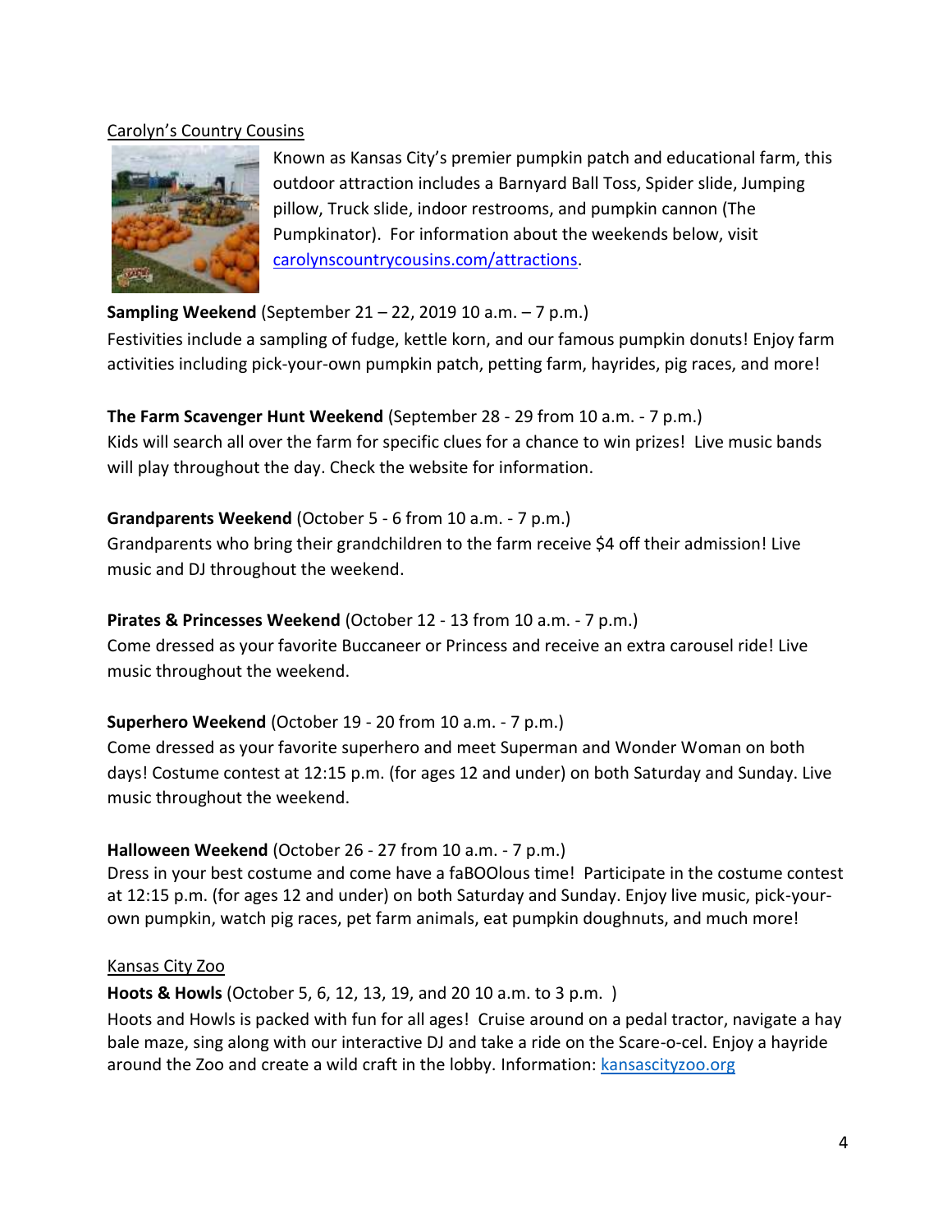Carolyn's Country Cousins

Known as Kansas City's premier pumpkin patch and educational farm, this outdoor attraction includes a Barnyard Ball Toss, Spider slide, Jumping pillow, Truck slide, indoor restrooms, and pumpkin cannon (The Pumpkinator). For information about the weekends below, visit [carolynscountrycousins.com/attractions](carolynscountrycousins.com/attractions).

**Sampling Weekend** (September 21 – 22, 2019 10 a.m. – 7 p.m.)
Festivities include a sampling of fudge, kettle korn, and our famous pumpkin donuts! Enjoy farm activities including pick-your-own pumpkin patch, petting farm, hayrides, pig races, and more!

**The Farm Scavenger Hunt Weekend** (September 28 - 29 from 10 a.m. - 7 p.m.)
Kids will search all over the farm for specific clues for a chance to win prizes! Live music bands will play throughout the day. Check the website for information.

**Grandparents Weekend** (October 5 - 6 from 10 a.m. - 7 p.m.)
Grandparents who bring their grandchildren to the farm receive $4 off their admission! Live music and DJ throughout the weekend.

**Pirates & Princesses Weekend** (October 12 - 13 from 10 a.m. - 7 p.m.)
Come dressed as your favorite Buccaneer or Princess and receive an extra carousel ride! Live music throughout the weekend.

**Superhero Weekend** (October 19 - 20 from 10 a.m. - 7 p.m.)
Come dressed as your favorite superhero and meet Superman and Wonder Woman on both days! Costume contest at 12:15 p.m. (for ages 12 and under) on both Saturday and Sunday. Live music throughout the weekend.

**Halloween Weekend** (October 26 - 27 from 10 a.m. - 7 p.m.)
Dress in your best costume and come have a faBOOlous time! Participate in the costume contest at 12:15 p.m. (for ages 12 and under) on both Saturday and Sunday. Enjoy live music, pick-your-own pumpkin, watch pig races, pet farm animals, eat pumpkin doughnuts, and much more!

Kansas City Zoo

**Hoots & Howls** (October 5, 6, 12, 13, 19, and 20 10 a.m. to 3 p.m. )
Hoots and Howls is packed with fun for all ages! Cruise around on a pedal tractor, navigate a hay bale maze, sing along with our interactive DJ and take a ride on the Scare-o-cel. Enjoy a hayride around the Zoo and create a wild craft in the lobby. Information: [kansascityzoo.org](kansascityzoo.org)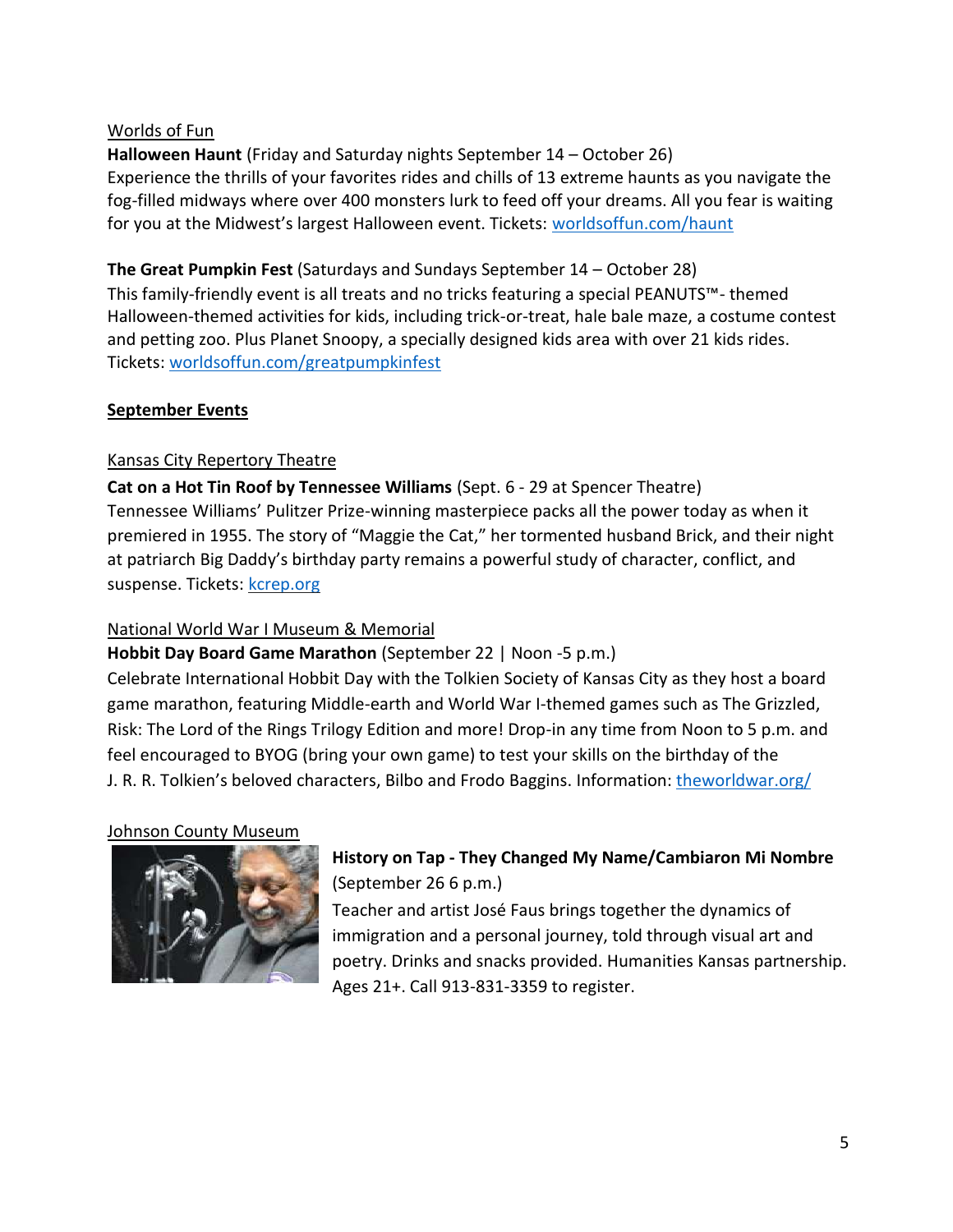Worlds of Fun

**Halloween Haunt** (Friday and Saturday nights September 14 – October 26)
Experience the thrills of your favorites rides and chills of 13 extreme haunts as you navigate the fog-filled midways where over 400 monsters lurk to feed off your dreams. All you fear is waiting for you at the Midwest's largest Halloween event. Tickets: worldsoffun.com/haunt

**The Great Pumpkin Fest** (Saturdays and Sundays September 14 – October 28)
This family-friendly event is all treats and no tricks featuring a special PEANUTS™- themed Halloween-themed activities for kids, including trick-or-treat, hale bale maze, a costume contest and petting zoo. Plus Planet Snoopy, a specially designed kids area with over 21 kids rides. Tickets: worldsoffun.com/greatpumpkinfest

## September Events

Kansas City Repertory Theatre

**Cat on a Hot Tin Roof by Tennessee Williams** (Sept. 6 - 29 at Spencer Theatre)
Tennessee Williams' Pulitzer Prize-winning masterpiece packs all the power today as when it premiered in 1955. The story of "Maggie the Cat," her tormented husband Brick, and their night at patriarch Big Daddy's birthday party remains a powerful study of character, conflict, and suspense. Tickets: kcrep.org

National World War I Museum & Memorial

**Hobbit Day Board Game Marathon** (September 22 | Noon -5 p.m.)
Celebrate International Hobbit Day with the Tolkien Society of Kansas City as they host a board game marathon, featuring Middle-earth and World War I-themed games such as The Grizzled, Risk: The Lord of the Rings Trilogy Edition and more! Drop-in any time from Noon to 5 p.m. and feel encouraged to BYOG (bring your own game) to test your skills on the birthday of the J. R. R. Tolkien's beloved characters, Bilbo and Frodo Baggins. Information: theworldwar.org/

Johnson County Museum

**History on Tap - They Changed My Name/Cambiaron Mi Nombre** (September 26 6 p.m.)
Teacher and artist José Faus brings together the dynamics of immigration and a personal journey, told through visual art and poetry. Drinks and snacks provided. Humanities Kansas partnership. Ages 21+. Call 913-831-3359 to register.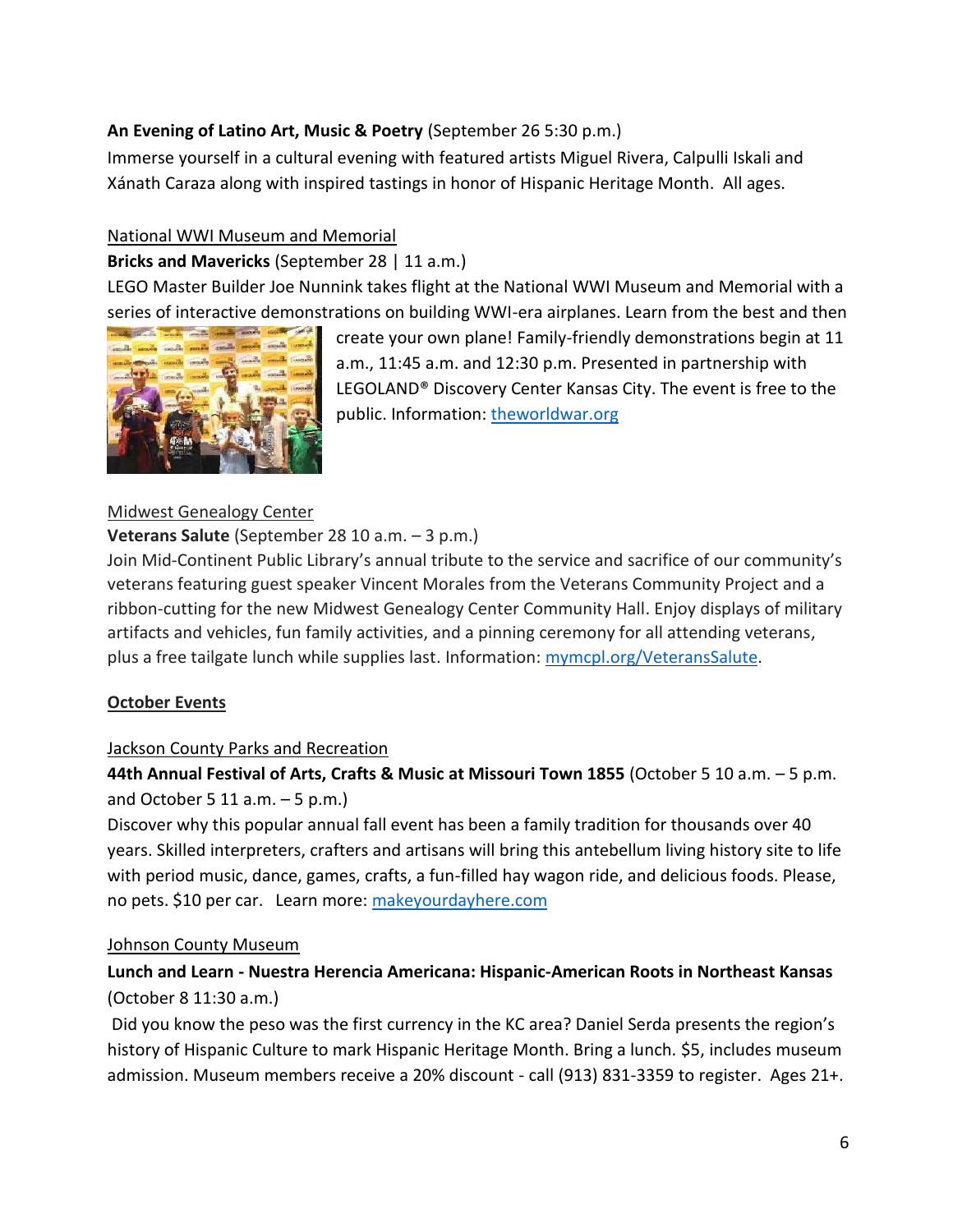**An Evening of Latino Art, Music & Poetry** (September 26 5:30 p.m.)
Immerse yourself in a cultural evening with featured artists Miguel Rivera, Calpulli Iskali and Xánath Caraza along with inspired tastings in honor of Hispanic Heritage Month. All ages.

National WWI Museum and Memorial

**Bricks and Mavericks** (September 28 | 11 a.m.)
LEGO Master Builder Joe Nunnink takes flight at the National WWI Museum and Memorial with a series of interactive demonstrations on building WWI-era airplanes. Learn from the best and then create your own plane! Family-friendly demonstrations begin at 11 a.m., 11:45 a.m. and 12:30 p.m. Presented in partnership with LEGOLAND® Discovery Center Kansas City. The event is free to the public. Information: theworldwar.org

Midwest Genealogy Center

**Veterans Salute** (September 28 10 a.m. – 3 p.m.)
Join Mid-Continent Public Library's annual tribute to the service and sacrifice of our community's veterans featuring guest speaker Vincent Morales from the Veterans Community Project and a ribbon-cutting for the new Midwest Genealogy Center Community Hall. Enjoy displays of military artifacts and vehicles, fun family activities, and a pinning ceremony for all attending veterans, plus a free tailgate lunch while supplies last. Information: mymcpl.org/VeteransSalute.

## October Events

Jackson County Parks and Recreation

**44th Annual Festival of Arts, Crafts & Music at Missouri Town 1855** (October 5 10 a.m. – 5 p.m. and October 5 11 a.m. – 5 p.m.)
Discover why this popular annual fall event has been a family tradition for thousands over 40 years. Skilled interpreters, crafters and artisans will bring this antebellum living history site to life with period music, dance, games, crafts, a fun-filled hay wagon ride, and delicious foods. Please, no pets. $10 per car. Learn more: makeyourdayhere.com

Johnson County Museum

**Lunch and Learn - Nuestra Herencia Americana: Hispanic-American Roots in Northeast Kansas** (October 8 11:30 a.m.)
Did you know the peso was the first currency in the KC area? Daniel Serda presents the region's history of Hispanic Culture to mark Hispanic Heritage Month. Bring a lunch. $5, includes museum admission. Museum members receive a 20% discount - call (913) 831-3359 to register. Ages 21+.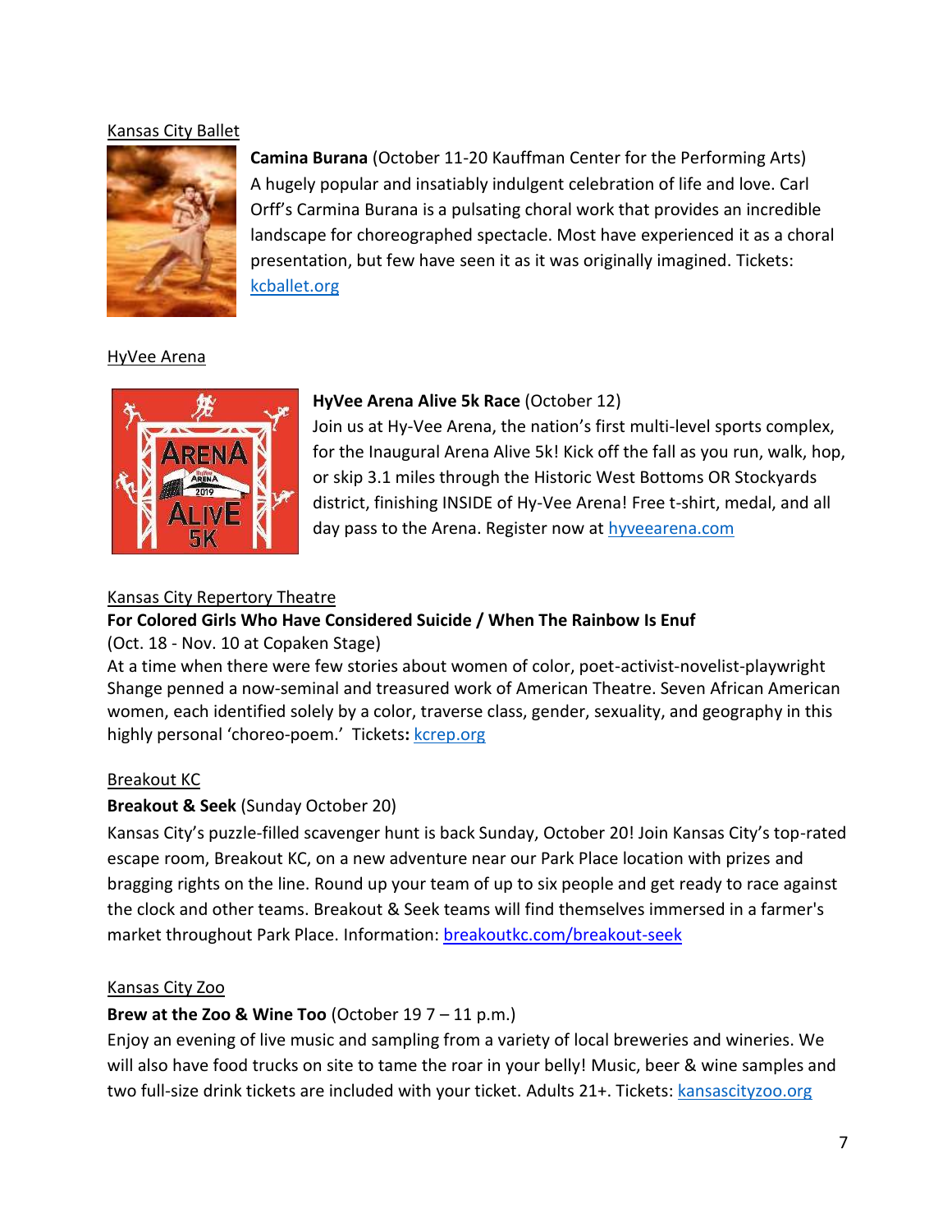Kansas City Ballet

**Camina Burana** (October 11-20 Kauffman Center for the Performing Arts)
A hugely popular and insatiably indulgent celebration of life and love. Carl Orff's Carmina Burana is a pulsating choral work that provides an incredible landscape for choreographed spectacle. Most have experienced it as a choral presentation, but few have seen it as it was originally imagined. Tickets: kcballet.org

HyVee Arena

**HyVee Arena Alive 5k Race** (October 12)
Join us at Hy-Vee Arena, the nation's first multi-level sports complex, for the Inaugural Arena Alive 5k! Kick off the fall as you run, walk, hop, or skip 3.1 miles through the Historic West Bottoms OR Stockyards district, finishing INSIDE of Hy-Vee Arena! Free t-shirt, medal, and all day pass to the Arena. Register now at hyveearena.com

Kansas City Repertory Theatre

**For Colored Girls Who Have Considered Suicide / When The Rainbow Is Enuf**
(Oct. 18 - Nov. 10 at Copaken Stage)
At a time when there were few stories about women of color, poet-activist-novelist-playwright Shange penned a now-seminal and treasured work of American Theatre. Seven African American women, each identified solely by a color, traverse class, gender, sexuality, and geography in this highly personal 'choreo-poem.' Tickets**:** kcrep.org

Breakout KC

**Breakout & Seek** (Sunday October 20)
Kansas City's puzzle-filled scavenger hunt is back Sunday, October 20! Join Kansas City's top-rated escape room, Breakout KC, on a new adventure near our Park Place location with prizes and bragging rights on the line. Round up your team of up to six people and get ready to race against the clock and other teams. Breakout & Seek teams will find themselves immersed in a farmer's market throughout Park Place. Information: breakoutkc.com/breakout-seek

Kansas City Zoo

**Brew at the Zoo & Wine Too** (October 19 7 – 11 p.m.)
Enjoy an evening of live music and sampling from a variety of local breweries and wineries. We will also have food trucks on site to tame the roar in your belly! Music, beer & wine samples and two full-size drink tickets are included with your ticket. Adults 21+. Tickets: kansascityzoo.org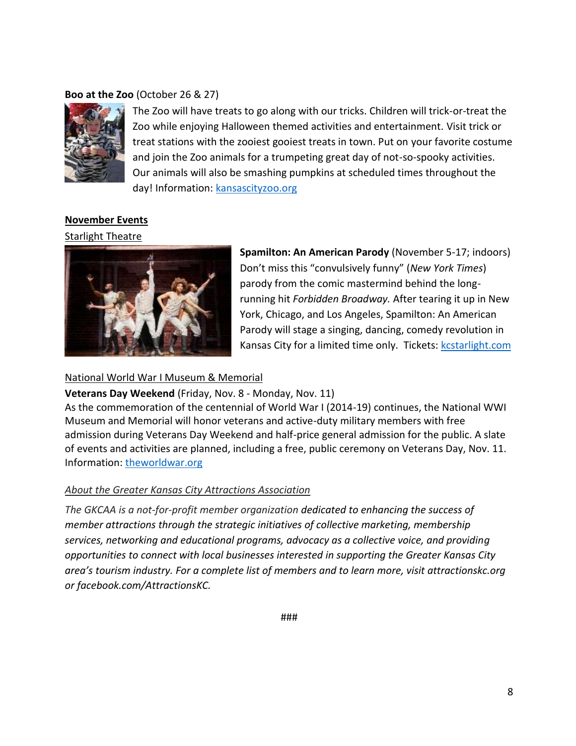**Boo at the Zoo** (October 26 & 27)

The Zoo will have treats to go along with our tricks. Children will trick-or-treat the Zoo while enjoying Halloween themed activities and entertainment. Visit trick or treat stations with the zooiest gooiest treats in town. Put on your favorite costume and join the Zoo animals for a trumpeting great day of not-so-spooky activities. Our animals will also be smashing pumpkins at scheduled times throughout the day! Information: kansascityzoo.org

## November Events

Starlight Theatre

**Spamilton: An American Parody** (November 5-17; indoors) Don't miss this "convulsively funny" (*New York Times*) parody from the comic mastermind behind the long-running hit *Forbidden Broadway.* After tearing it up in New York, Chicago, and Los Angeles, Spamilton: An American Parody will stage a singing, dancing, comedy revolution in Kansas City for a limited time only. Tickets: kcstarlight.com

National World War I Museum & Memorial

**Veterans Day Weekend** (Friday, Nov. 8 - Monday, Nov. 11)
As the commemoration of the centennial of World War I (2014-19) continues, the National WWI Museum and Memorial will honor veterans and active-duty military members with free admission during Veterans Day Weekend and half-price general admission for the public. A slate of events and activities are planned, including a free, public ceremony on Veterans Day, Nov. 11. Information: theworldwar.org

*About the Greater Kansas City Attractions Association*

*The GKCAA is a not-for-profit member organization dedicated to enhancing the success of member attractions through the strategic initiatives of collective marketing, membership services, networking and educational programs, advocacy as a collective voice, and providing opportunities to connect with local businesses interested in supporting the Greater Kansas City area's tourism industry. For a complete list of members and to learn more, visit attractionskc.org or facebook.com/AttractionsKC.*

###